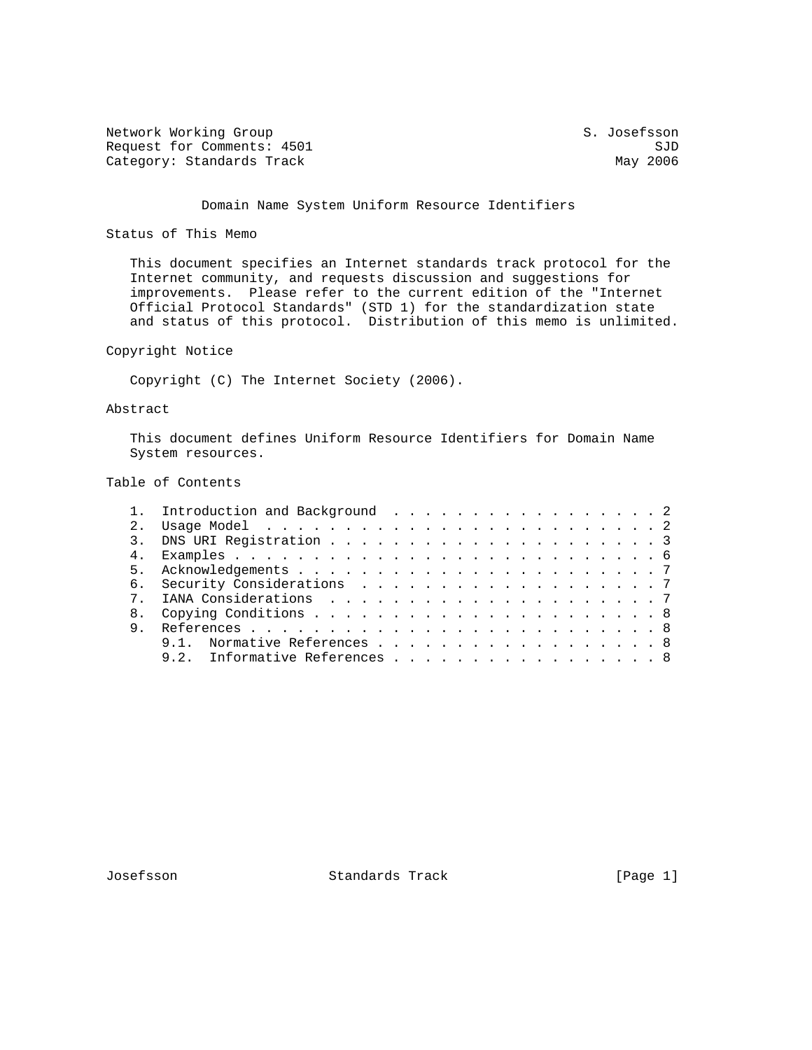Network Working Group S. Josefsson
Request for Comments: 4501 SJD
Category: Standards Track May 2006

# Domain Name System Uniform Resource Identifiers

## Status of This Memo

This document specifies an Internet standards track protocol for the Internet community, and requests discussion and suggestions for improvements. Please refer to the current edition of the "Internet Official Protocol Standards" (STD 1) for the standardization state and status of this protocol. Distribution of this memo is unlimited.

## Copyright Notice

Copyright (C) The Internet Society (2006).

## Abstract

This document defines Uniform Resource Identifiers for Domain Name System resources.

## Table of Contents

```
1.  Introduction and Background . . . . . . . . . . . . . . . . . . 2
2.  Usage Model  . . . . . . . . . . . . . . . . . . . . . . . . . . 2
3.  DNS URI Registration . . . . . . . . . . . . . . . . . . . . . . 3
4.  Examples . . . . . . . . . . . . . . . . . . . . . . . . . . . . 6
5.  Acknowledgements . . . . . . . . . . . . . . . . . . . . . . . . 7
6.  Security Considerations  . . . . . . . . . . . . . . . . . . . . 7
7.  IANA Considerations  . . . . . . . . . . . . . . . . . . . . . . 7
8.  Copying Conditions . . . . . . . . . . . . . . . . . . . . . . . 8
9.  References . . . . . . . . . . . . . . . . . . . . . . . . . . . 8
    9.1.  Normative References . . . . . . . . . . . . . . . . . . . 8
    9.2.  Informative References . . . . . . . . . . . . . . . . . . 8
```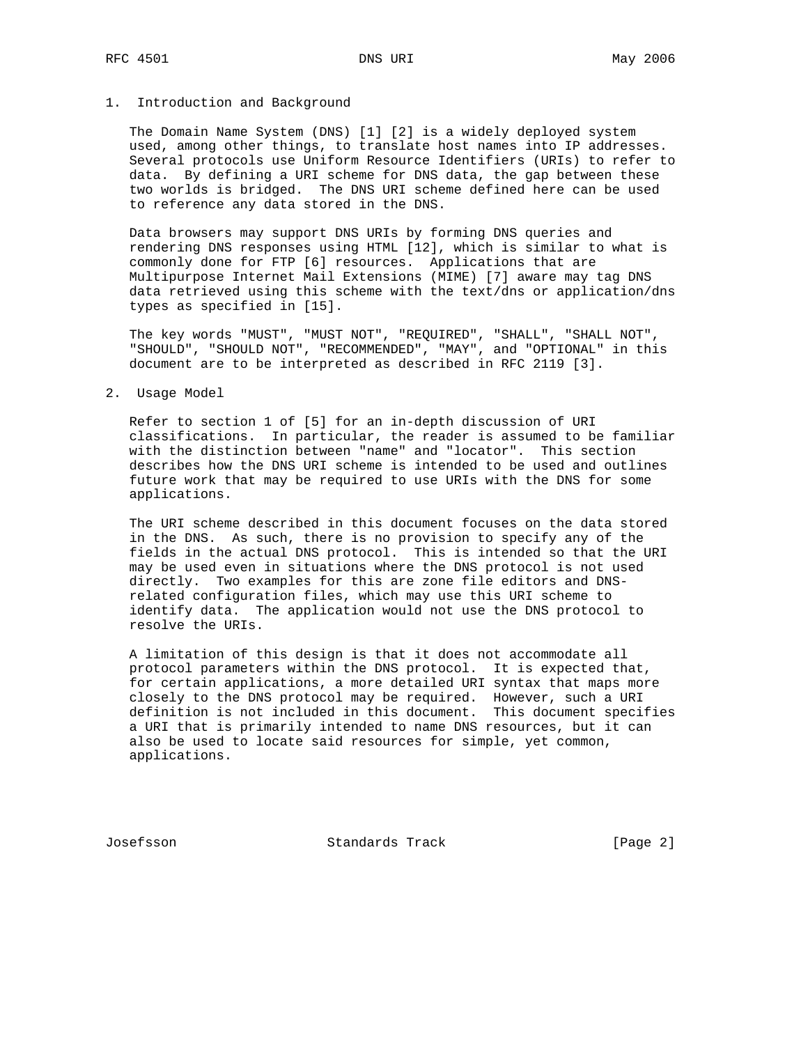## 1. Introduction and Background

The Domain Name System (DNS) [1] [2] is a widely deployed system used, among other things, to translate host names into IP addresses. Several protocols use Uniform Resource Identifiers (URIs) to refer to data. By defining a URI scheme for DNS data, the gap between these two worlds is bridged. The DNS URI scheme defined here can be used to reference any data stored in the DNS.

Data browsers may support DNS URIs by forming DNS queries and rendering DNS responses using HTML [12], which is similar to what is commonly done for FTP [6] resources. Applications that are Multipurpose Internet Mail Extensions (MIME) [7] aware may tag DNS data retrieved using this scheme with the text/dns or application/dns types as specified in [15].

The key words "MUST", "MUST NOT", "REQUIRED", "SHALL", "SHALL NOT", "SHOULD", "SHOULD NOT", "RECOMMENDED", "MAY", and "OPTIONAL" in this document are to be interpreted as described in RFC 2119 [3].

## 2. Usage Model

Refer to section 1 of [5] for an in-depth discussion of URI classifications. In particular, the reader is assumed to be familiar with the distinction between "name" and "locator". This section describes how the DNS URI scheme is intended to be used and outlines future work that may be required to use URIs with the DNS for some applications.

The URI scheme described in this document focuses on the data stored in the DNS. As such, there is no provision to specify any of the fields in the actual DNS protocol. This is intended so that the URI may be used even in situations where the DNS protocol is not used directly. Two examples for this are zone file editors and DNS-related configuration files, which may use this URI scheme to identify data. The application would not use the DNS protocol to resolve the URIs.

A limitation of this design is that it does not accommodate all protocol parameters within the DNS protocol. It is expected that, for certain applications, a more detailed URI syntax that maps more closely to the DNS protocol may be required. However, such a URI definition is not included in this document. This document specifies a URI that is primarily intended to name DNS resources, but it can also be used to locate said resources for simple, yet common, applications.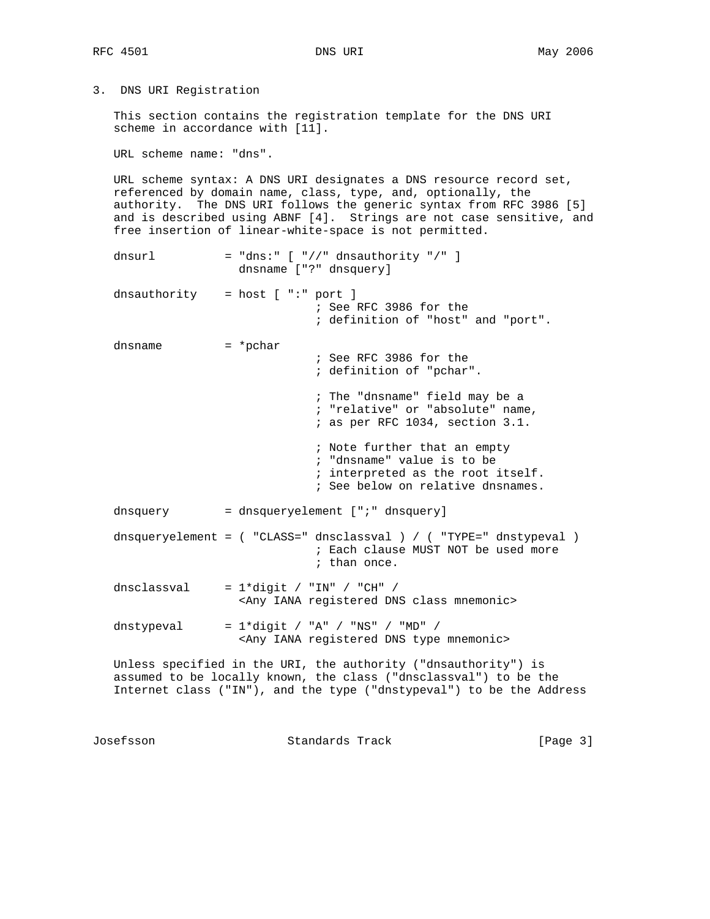## 3. DNS URI Registration

This section contains the registration template for the DNS URI scheme in accordance with [11].

URL scheme name: "dns".

URL scheme syntax: A DNS URI designates a DNS resource record set, referenced by domain name, class, type, and, optionally, the authority. The DNS URI follows the generic syntax from RFC 3986 [5] and is described using ABNF [4]. Strings are not case sensitive, and free insertion of linear-white-space is not permitted.

```
dnsurl          = "dns:" [ "//" dnsauthority "/" ]
                  dnsname ["?" dnsquery]

dnsauthority    = host [ ":" port ]
                              ; See RFC 3986 for the
                              ; definition of "host" and "port".

dnsname         = *pchar
                              ; See RFC 3986 for the
                              ; definition of "pchar".

                              ; The "dnsname" field may be a
                              ; "relative" or "absolute" name,
                              ; as per RFC 1034, section 3.1.

                              ; Note further that an empty
                              ; "dnsname" value is to be
                              ; interpreted as the root itself.
                              ; See below on relative dnsnames.

dnsquery        = dnsqueryelement [";" dnsquery]

dnsqueryelement = ( "CLASS=" dnsclassval ) / ( "TYPE=" dnstypeval )
                              ; Each clause MUST NOT be used more
                              ; than once.

dnsclassval     = 1*digit / "IN" / "CH" /
                  <Any IANA registered DNS class mnemonic>

dnstypeval      = 1*digit / "A" / "NS" / "MD" /
                  <Any IANA registered DNS type mnemonic>
```

Unless specified in the URI, the authority ("dnsauthority") is assumed to be locally known, the class ("dnsclassval") to be the Internet class ("IN"), and the type ("dnstypeval") to be the Address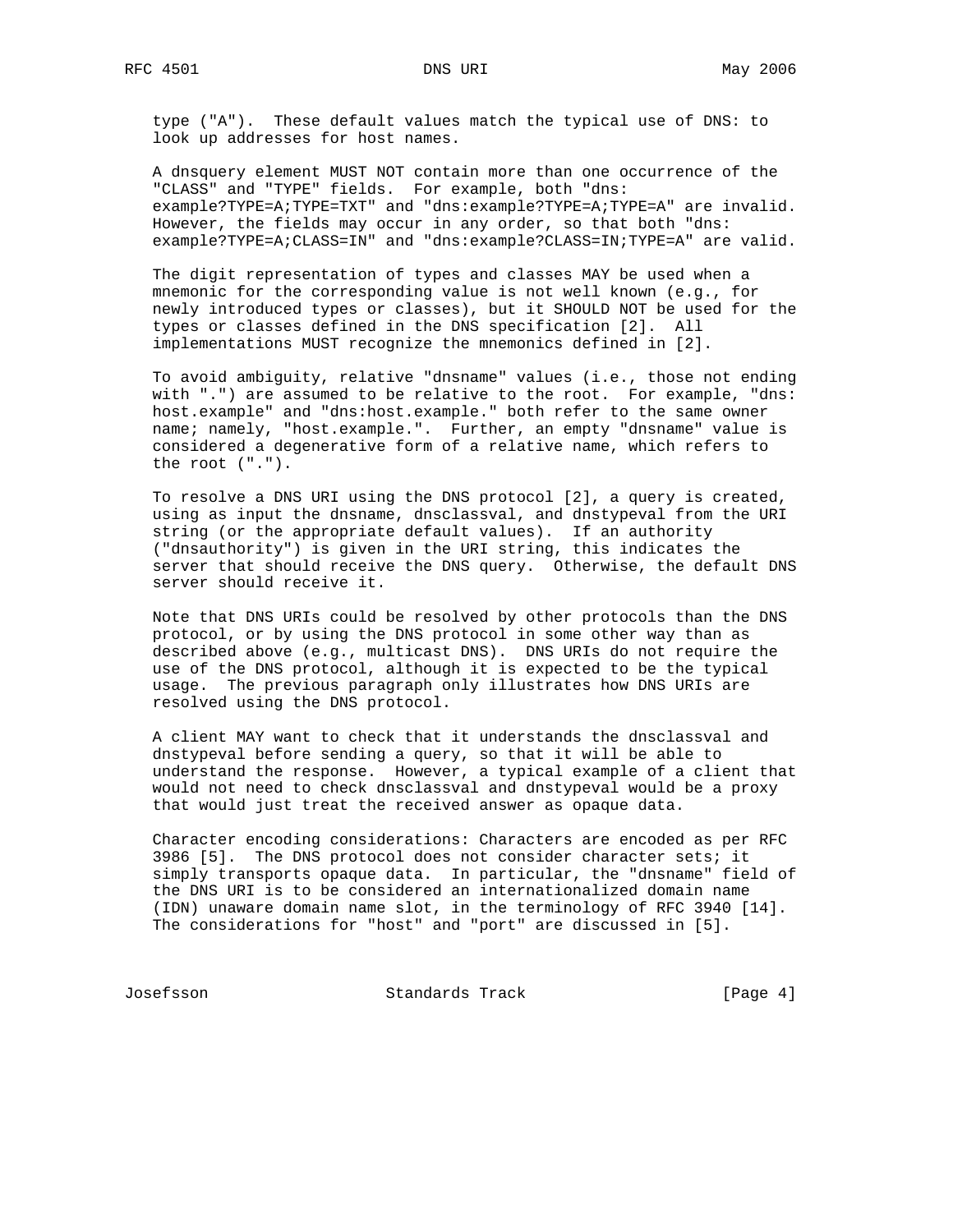type ("A"). These default values match the typical use of DNS: to look up addresses for host names.

A dnsquery element MUST NOT contain more than one occurrence of the "CLASS" and "TYPE" fields. For example, both "dns:example?TYPE=A;TYPE=TXT" and "dns:example?TYPE=A;TYPE=A" are invalid. However, the fields may occur in any order, so that both "dns:example?TYPE=A;CLASS=IN" and "dns:example?CLASS=IN;TYPE=A" are valid.

The digit representation of types and classes MAY be used when a mnemonic for the corresponding value is not well known (e.g., for newly introduced types or classes), but it SHOULD NOT be used for the types or classes defined in the DNS specification [2]. All implementations MUST recognize the mnemonics defined in [2].

To avoid ambiguity, relative "dnsname" values (i.e., those not ending with ".") are assumed to be relative to the root. For example, "dns:host.example" and "dns:host.example." both refer to the same owner name; namely, "host.example.". Further, an empty "dnsname" value is considered a degenerative form of a relative name, which refers to the root (".").

To resolve a DNS URI using the DNS protocol [2], a query is created, using as input the dnsname, dnsclassval, and dnstypeval from the URI string (or the appropriate default values). If an authority ("dnsauthority") is given in the URI string, this indicates the server that should receive the DNS query. Otherwise, the default DNS server should receive it.

Note that DNS URIs could be resolved by other protocols than the DNS protocol, or by using the DNS protocol in some other way than as described above (e.g., multicast DNS). DNS URIs do not require the use of the DNS protocol, although it is expected to be the typical usage. The previous paragraph only illustrates how DNS URIs are resolved using the DNS protocol.

A client MAY want to check that it understands the dnsclassval and dnstypeval before sending a query, so that it will be able to understand the response. However, a typical example of a client that would not need to check dnsclassval and dnstypeval would be a proxy that would just treat the received answer as opaque data.

Character encoding considerations: Characters are encoded as per RFC 3986 [5]. The DNS protocol does not consider character sets; it simply transports opaque data. In particular, the "dnsname" field of the DNS URI is to be considered an internationalized domain name (IDN) unaware domain name slot, in the terminology of RFC 3940 [14]. The considerations for "host" and "port" are discussed in [5].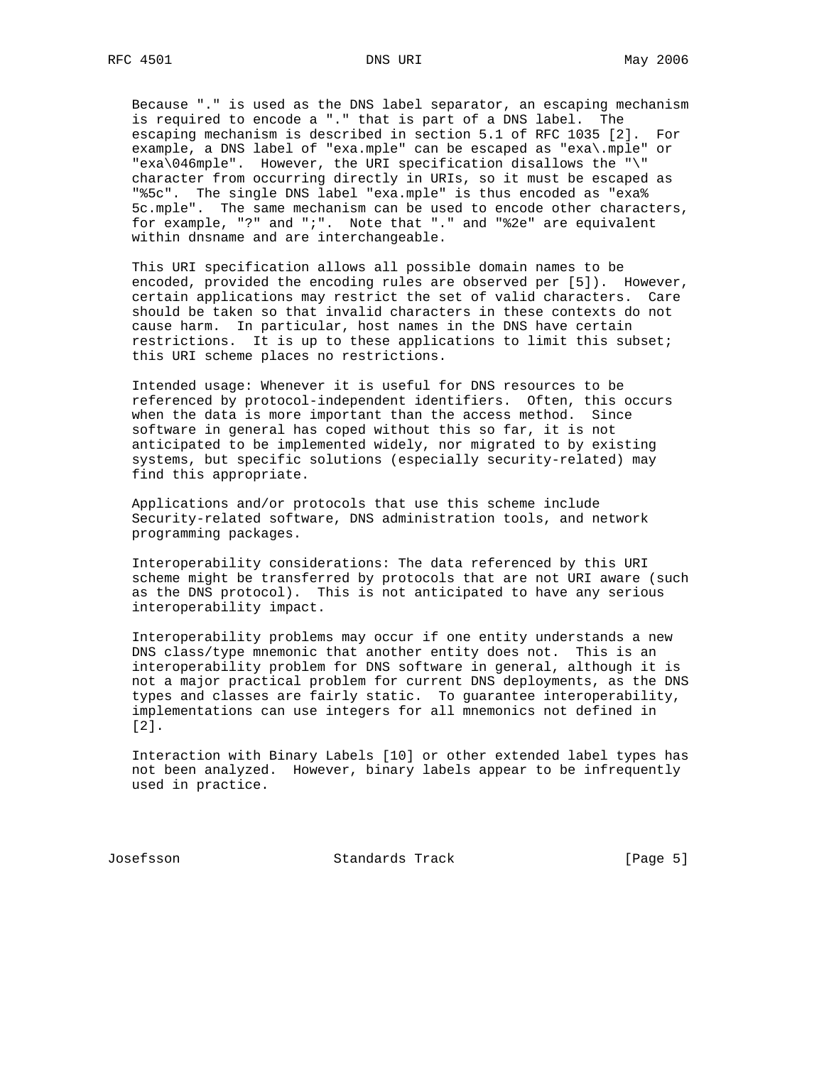Because "." is used as the DNS label separator, an escaping mechanism is required to encode a "." that is part of a DNS label. The escaping mechanism is described in section 5.1 of RFC 1035 [2]. For example, a DNS label of "exa.mple" can be escaped as "exa\.mple" or "exa\046mple". However, the URI specification disallows the "\" character from occurring directly in URIs, so it must be escaped as "%5c". The single DNS label "exa.mple" is thus encoded as "exa%5c.mple". The same mechanism can be used to encode other characters, for example, "?" and ";". Note that "." and "%2e" are equivalent within dnsname and are interchangeable.

This URI specification allows all possible domain names to be encoded, provided the encoding rules are observed per [5]). However, certain applications may restrict the set of valid characters. Care should be taken so that invalid characters in these contexts do not cause harm. In particular, host names in the DNS have certain restrictions. It is up to these applications to limit this subset; this URI scheme places no restrictions.

Intended usage: Whenever it is useful for DNS resources to be referenced by protocol-independent identifiers. Often, this occurs when the data is more important than the access method. Since software in general has coped without this so far, it is not anticipated to be implemented widely, nor migrated to by existing systems, but specific solutions (especially security-related) may find this appropriate.

Applications and/or protocols that use this scheme include Security-related software, DNS administration tools, and network programming packages.

Interoperability considerations: The data referenced by this URI scheme might be transferred by protocols that are not URI aware (such as the DNS protocol). This is not anticipated to have any serious interoperability impact.

Interoperability problems may occur if one entity understands a new DNS class/type mnemonic that another entity does not. This is an interoperability problem for DNS software in general, although it is not a major practical problem for current DNS deployments, as the DNS types and classes are fairly static. To guarantee interoperability, implementations can use integers for all mnemonics not defined in [2].

Interaction with Binary Labels [10] or other extended label types has not been analyzed. However, binary labels appear to be infrequently used in practice.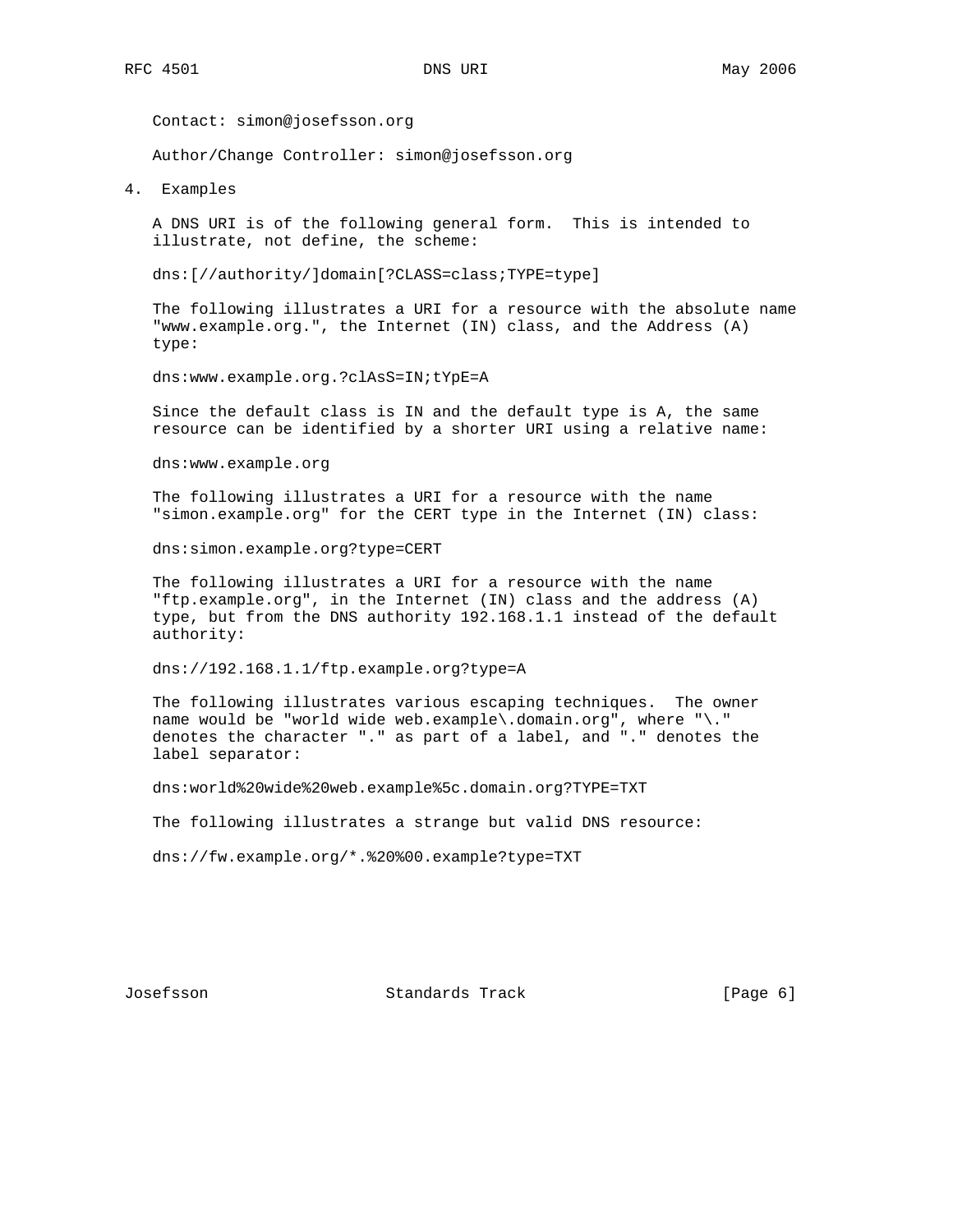Contact: simon@josefsson.org

Author/Change Controller: simon@josefsson.org

## 4. Examples

A DNS URI is of the following general form. This is intended to illustrate, not define, the scheme:

```
dns:[//authority/]domain[?CLASS=class;TYPE=type]
```

The following illustrates a URI for a resource with the absolute name "www.example.org.", the Internet (IN) class, and the Address (A) type:

```
dns:www.example.org.?clAsS=IN;tYpE=A
```

Since the default class is IN and the default type is A, the same resource can be identified by a shorter URI using a relative name:

```
dns:www.example.org
```

The following illustrates a URI for a resource with the name "simon.example.org" for the CERT type in the Internet (IN) class:

```
dns:simon.example.org?type=CERT
```

The following illustrates a URI for a resource with the name "ftp.example.org", in the Internet (IN) class and the address (A) type, but from the DNS authority 192.168.1.1 instead of the default authority:

```
dns://192.168.1.1/ftp.example.org?type=A
```

The following illustrates various escaping techniques. The owner name would be "world wide web.example\.domain.org", where "\." denotes the character "." as part of a label, and "." denotes the label separator:

```
dns:world%20wide%20web.example%5c.domain.org?TYPE=TXT
```

The following illustrates a strange but valid DNS resource:

```
dns://fw.example.org/*.%20%00.example?type=TXT
```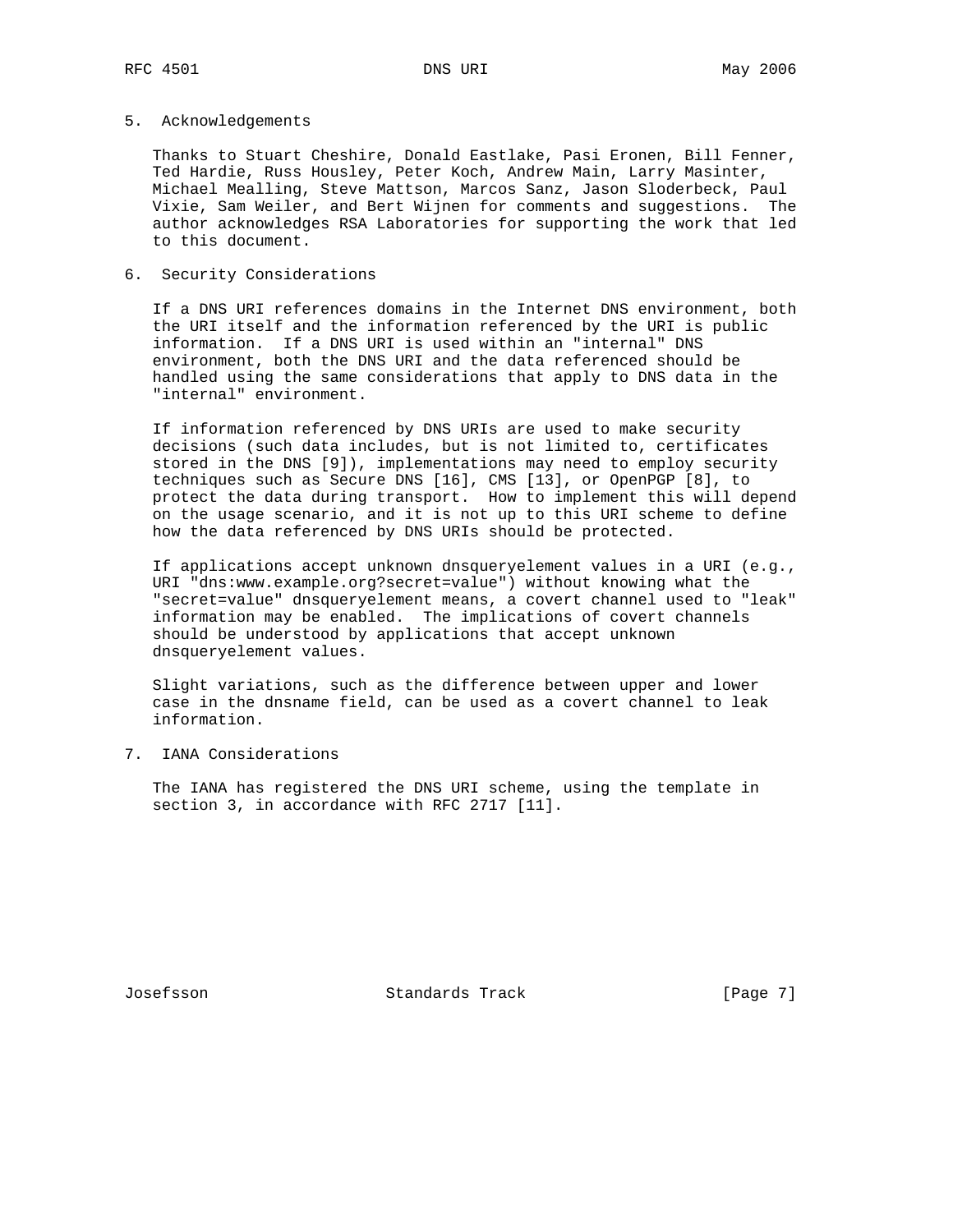## 5. Acknowledgements

Thanks to Stuart Cheshire, Donald Eastlake, Pasi Eronen, Bill Fenner, Ted Hardie, Russ Housley, Peter Koch, Andrew Main, Larry Masinter, Michael Mealling, Steve Mattson, Marcos Sanz, Jason Sloderbeck, Paul Vixie, Sam Weiler, and Bert Wijnen for comments and suggestions. The author acknowledges RSA Laboratories for supporting the work that led to this document.

## 6. Security Considerations

If a DNS URI references domains in the Internet DNS environment, both the URI itself and the information referenced by the URI is public information. If a DNS URI is used within an "internal" DNS environment, both the DNS URI and the data referenced should be handled using the same considerations that apply to DNS data in the "internal" environment.

If information referenced by DNS URIs are used to make security decisions (such data includes, but is not limited to, certificates stored in the DNS [9]), implementations may need to employ security techniques such as Secure DNS [16], CMS [13], or OpenPGP [8], to protect the data during transport. How to implement this will depend on the usage scenario, and it is not up to this URI scheme to define how the data referenced by DNS URIs should be protected.

If applications accept unknown dnsqueryelement values in a URI (e.g., URI "dns:www.example.org?secret=value") without knowing what the "secret=value" dnsqueryelement means, a covert channel used to "leak" information may be enabled. The implications of covert channels should be understood by applications that accept unknown dnsqueryelement values.

Slight variations, such as the difference between upper and lower case in the dnsname field, can be used as a covert channel to leak information.

## 7. IANA Considerations

The IANA has registered the DNS URI scheme, using the template in section 3, in accordance with RFC 2717 [11].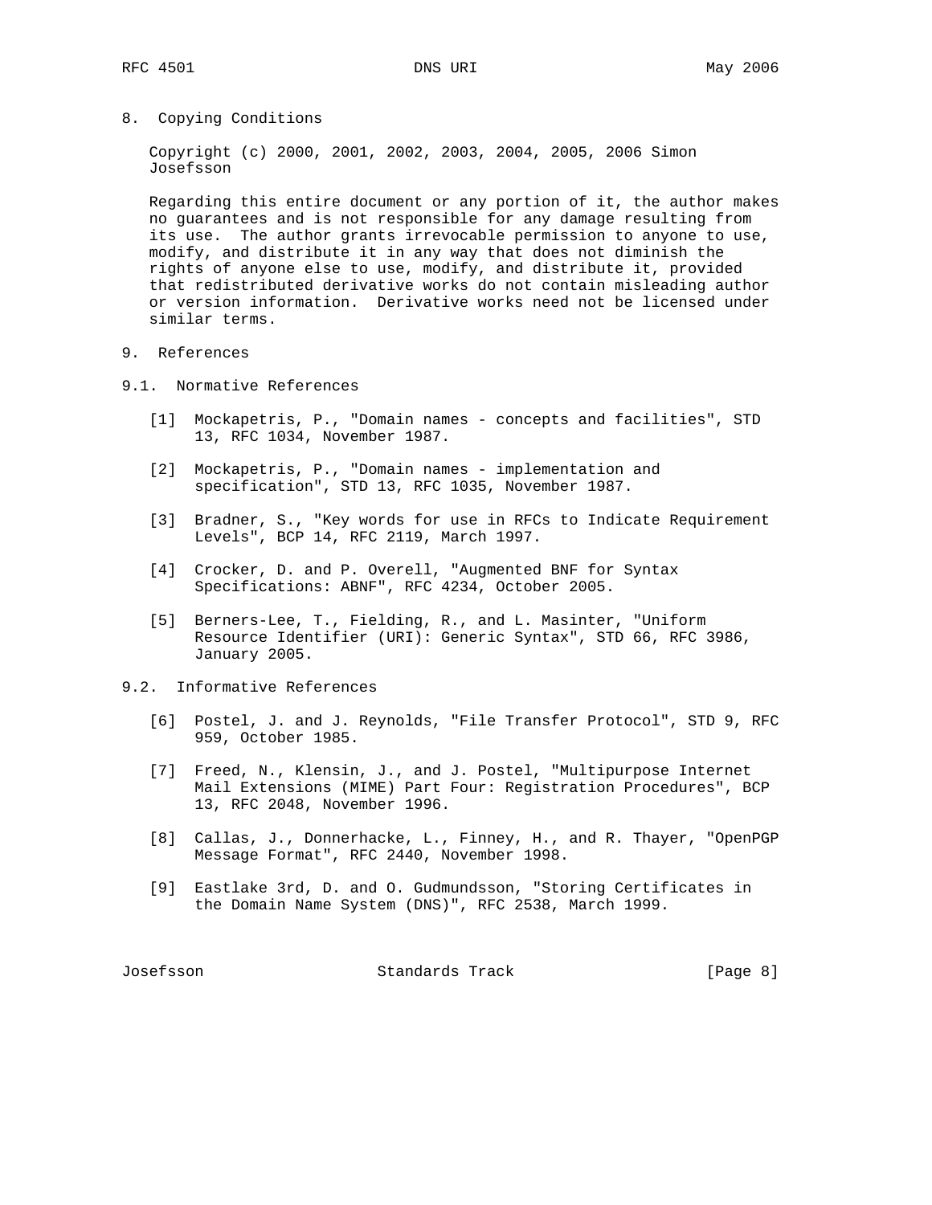## 8. Copying Conditions

Copyright (c) 2000, 2001, 2002, 2003, 2004, 2005, 2006 Simon Josefsson

Regarding this entire document or any portion of it, the author makes no guarantees and is not responsible for any damage resulting from its use. The author grants irrevocable permission to anyone to use, modify, and distribute it in any way that does not diminish the rights of anyone else to use, modify, and distribute it, provided that redistributed derivative works do not contain misleading author or version information. Derivative works need not be licensed under similar terms.

## 9. References

### 9.1. Normative References

[1] Mockapetris, P., "Domain names - concepts and facilities", STD 13, RFC 1034, November 1987.

[2] Mockapetris, P., "Domain names - implementation and specification", STD 13, RFC 1035, November 1987.

[3] Bradner, S., "Key words for use in RFCs to Indicate Requirement Levels", BCP 14, RFC 2119, March 1997.

[4] Crocker, D. and P. Overell, "Augmented BNF for Syntax Specifications: ABNF", RFC 4234, October 2005.

[5] Berners-Lee, T., Fielding, R., and L. Masinter, "Uniform Resource Identifier (URI): Generic Syntax", STD 66, RFC 3986, January 2005.

### 9.2. Informative References

[6] Postel, J. and J. Reynolds, "File Transfer Protocol", STD 9, RFC 959, October 1985.

[7] Freed, N., Klensin, J., and J. Postel, "Multipurpose Internet Mail Extensions (MIME) Part Four: Registration Procedures", BCP 13, RFC 2048, November 1996.

[8] Callas, J., Donnerhacke, L., Finney, H., and R. Thayer, "OpenPGP Message Format", RFC 2440, November 1998.

[9] Eastlake 3rd, D. and O. Gudmundsson, "Storing Certificates in the Domain Name System (DNS)", RFC 2538, March 1999.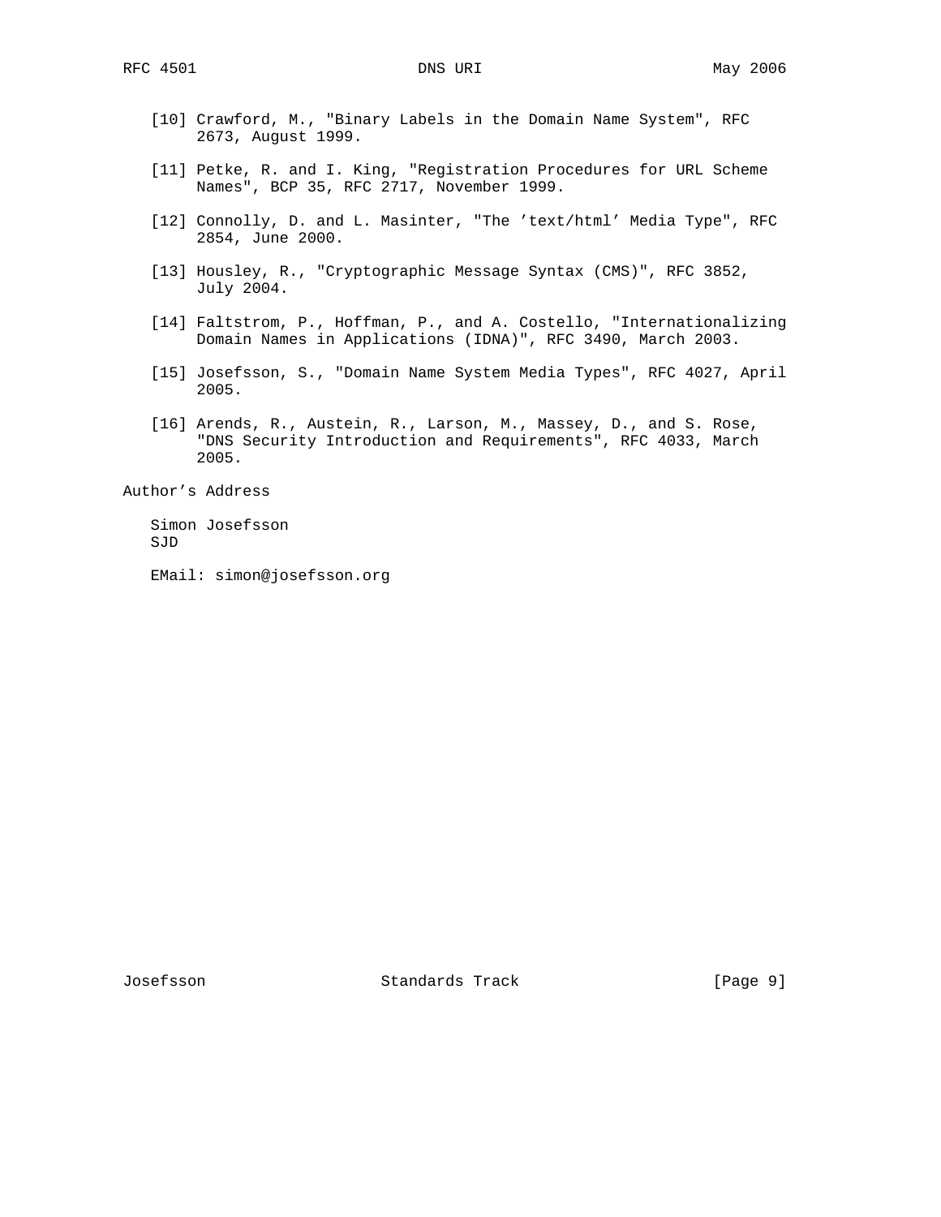[10] Crawford, M., "Binary Labels in the Domain Name System", RFC 2673, August 1999.

[11] Petke, R. and I. King, "Registration Procedures for URL Scheme Names", BCP 35, RFC 2717, November 1999.

[12] Connolly, D. and L. Masinter, "The 'text/html' Media Type", RFC 2854, June 2000.

[13] Housley, R., "Cryptographic Message Syntax (CMS)", RFC 3852, July 2004.

[14] Faltstrom, P., Hoffman, P., and A. Costello, "Internationalizing Domain Names in Applications (IDNA)", RFC 3490, March 2003.

[15] Josefsson, S., "Domain Name System Media Types", RFC 4027, April 2005.

[16] Arends, R., Austein, R., Larson, M., Massey, D., and S. Rose, "DNS Security Introduction and Requirements", RFC 4033, March 2005.

## Author's Address

Simon Josefsson
SJD

EMail: simon@josefsson.org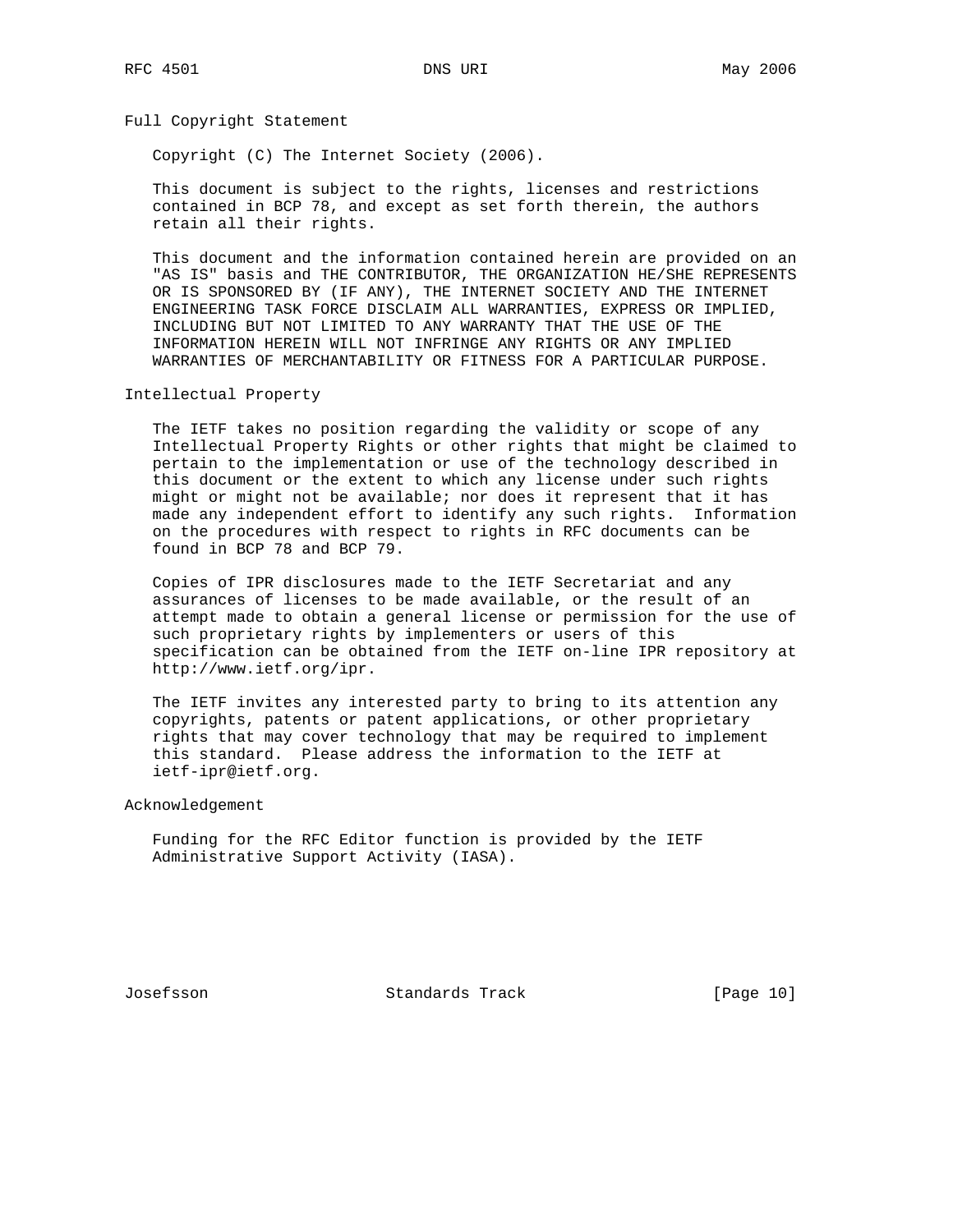## Full Copyright Statement

Copyright (C) The Internet Society (2006).

This document is subject to the rights, licenses and restrictions contained in BCP 78, and except as set forth therein, the authors retain all their rights.

This document and the information contained herein are provided on an "AS IS" basis and THE CONTRIBUTOR, THE ORGANIZATION HE/SHE REPRESENTS OR IS SPONSORED BY (IF ANY), THE INTERNET SOCIETY AND THE INTERNET ENGINEERING TASK FORCE DISCLAIM ALL WARRANTIES, EXPRESS OR IMPLIED, INCLUDING BUT NOT LIMITED TO ANY WARRANTY THAT THE USE OF THE INFORMATION HEREIN WILL NOT INFRINGE ANY RIGHTS OR ANY IMPLIED WARRANTIES OF MERCHANTABILITY OR FITNESS FOR A PARTICULAR PURPOSE.

## Intellectual Property

The IETF takes no position regarding the validity or scope of any Intellectual Property Rights or other rights that might be claimed to pertain to the implementation or use of the technology described in this document or the extent to which any license under such rights might or might not be available; nor does it represent that it has made any independent effort to identify any such rights. Information on the procedures with respect to rights in RFC documents can be found in BCP 78 and BCP 79.

Copies of IPR disclosures made to the IETF Secretariat and any assurances of licenses to be made available, or the result of an attempt made to obtain a general license or permission for the use of such proprietary rights by implementers or users of this specification can be obtained from the IETF on-line IPR repository at http://www.ietf.org/ipr.

The IETF invites any interested party to bring to its attention any copyrights, patents or patent applications, or other proprietary rights that may cover technology that may be required to implement this standard. Please address the information to the IETF at ietf-ipr@ietf.org.

## Acknowledgement

Funding for the RFC Editor function is provided by the IETF Administrative Support Activity (IASA).